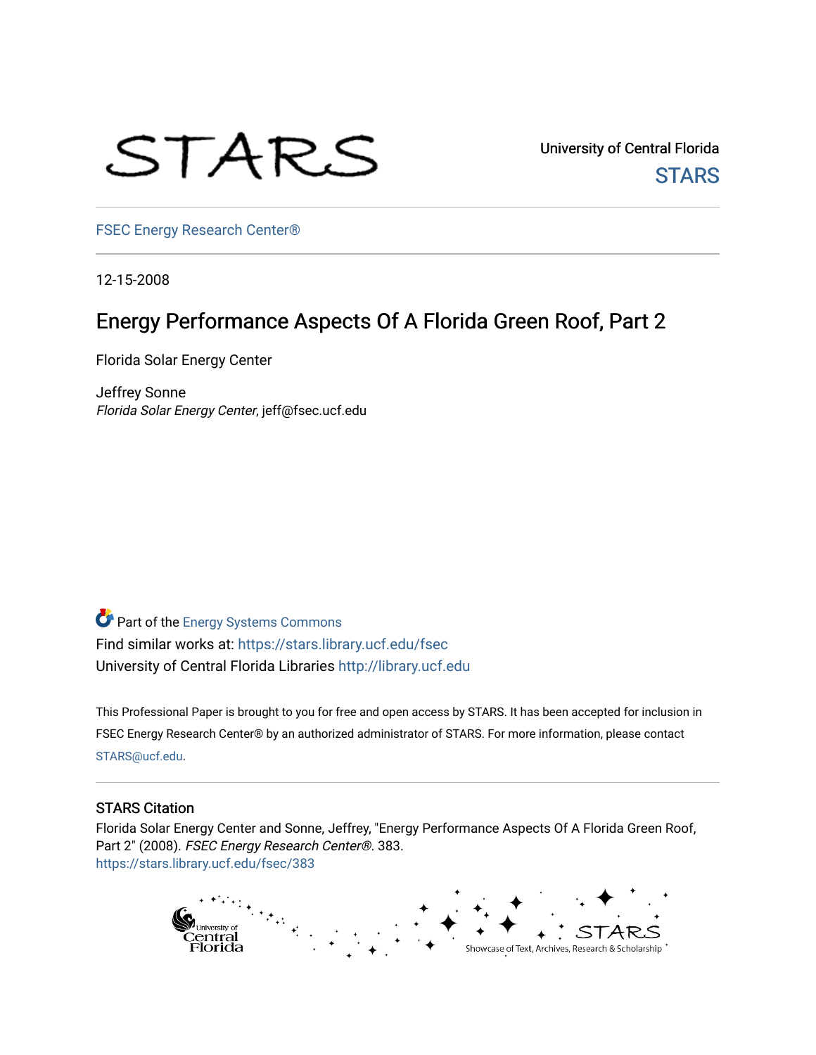STARS

University of Central Florida

STARS

FSEC Energy Research Center®

12-15-2008

# Energy Performance Aspects Of A Florida Green Roof, Part 2

Florida Solar Energy Center

Jeffrey Sonne
*Florida Solar Energy Center*, jeff@fsec.ucf.edu

Part of the Energy Systems Commons

Find similar works at: https://stars.library.ucf.edu/fsec

University of Central Florida Libraries http://library.ucf.edu

This Professional Paper is brought to you for free and open access by STARS. It has been accepted for inclusion in FSEC Energy Research Center® by an authorized administrator of STARS. For more information, please contact STARS@ucf.edu.

## STARS Citation

Florida Solar Energy Center and Sonne, Jeffrey, "Energy Performance Aspects Of A Florida Green Roof, Part 2" (2008). *FSEC Energy Research Center®*. 383.
https://stars.library.ucf.edu/fsec/383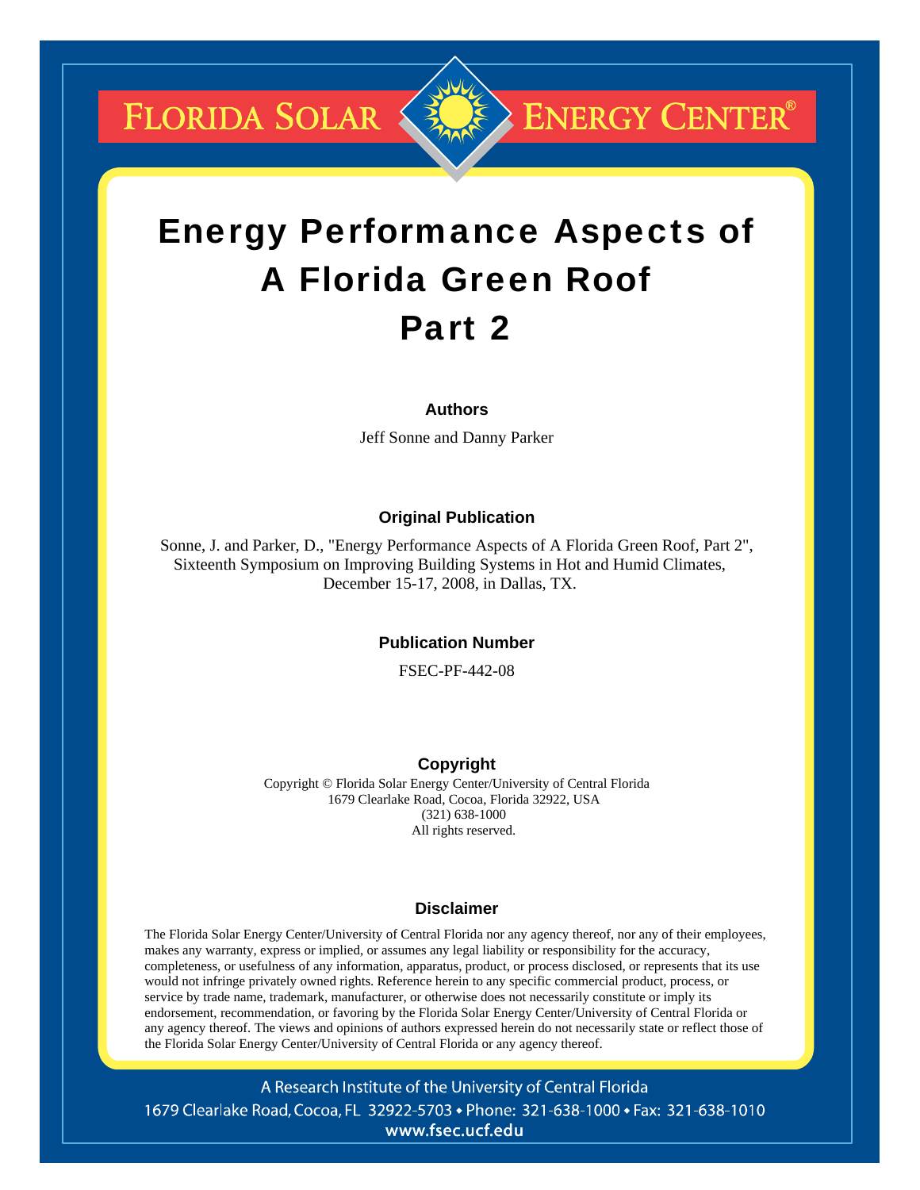FLORIDA SOLAR ENERGY CENTER®

# Energy Performance Aspects of A Florida Green Roof Part 2

### Authors

Jeff Sonne and Danny Parker

### Original Publication

Sonne, J. and Parker, D., "Energy Performance Aspects of A Florida Green Roof, Part 2", Sixteenth Symposium on Improving Building Systems in Hot and Humid Climates, December 15-17, 2008, in Dallas, TX.

### Publication Number

FSEC-PF-442-08

### Copyright

Copyright © Florida Solar Energy Center/University of Central Florida
1679 Clearlake Road, Cocoa, Florida 32922, USA
(321) 638-1000
All rights reserved.

### Disclaimer

The Florida Solar Energy Center/University of Central Florida nor any agency thereof, nor any of their employees, makes any warranty, express or implied, or assumes any legal liability or responsibility for the accuracy, completeness, or usefulness of any information, apparatus, product, or process disclosed, or represents that its use would not infringe privately owned rights. Reference herein to any specific commercial product, process, or service by trade name, trademark, manufacturer, or otherwise does not necessarily constitute or imply its endorsement, recommendation, or favoring by the Florida Solar Energy Center/University of Central Florida or any agency thereof. The views and opinions of authors expressed herein do not necessarily state or reflect those of the Florida Solar Energy Center/University of Central Florida or any agency thereof.

A Research Institute of the University of Central Florida
1679 Clearlake Road, Cocoa, FL 32922-5703 • Phone: 321-638-1000 • Fax: 321-638-1010
www.fsec.ucf.edu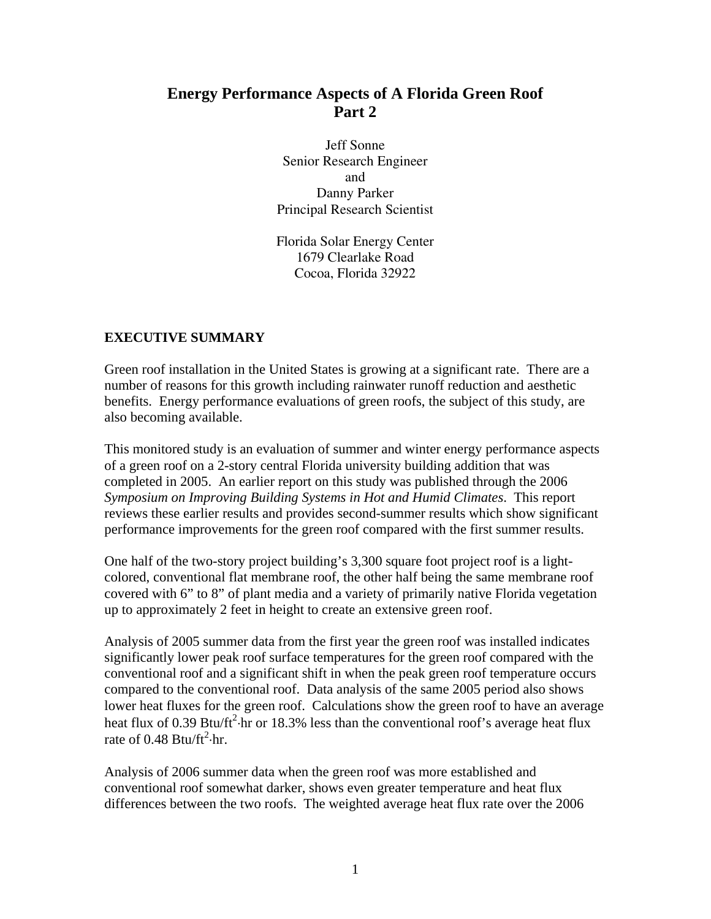# Energy Performance Aspects of A Florida Green Roof
# Part 2

Jeff Sonne
Senior Research Engineer
and
Danny Parker
Principal Research Scientist

Florida Solar Energy Center
1679 Clearlake Road
Cocoa, Florida 32922

## EXECUTIVE SUMMARY

Green roof installation in the United States is growing at a significant rate. There are a number of reasons for this growth including rainwater runoff reduction and aesthetic benefits. Energy performance evaluations of green roofs, the subject of this study, are also becoming available.

This monitored study is an evaluation of summer and winter energy performance aspects of a green roof on a 2-story central Florida university building addition that was completed in 2005. An earlier report on this study was published through the 2006 *Symposium on Improving Building Systems in Hot and Humid Climates*. This report reviews these earlier results and provides second-summer results which show significant performance improvements for the green roof compared with the first summer results.

One half of the two-story project building's 3,300 square foot project roof is a light-colored, conventional flat membrane roof, the other half being the same membrane roof covered with 6" to 8" of plant media and a variety of primarily native Florida vegetation up to approximately 2 feet in height to create an extensive green roof.

Analysis of 2005 summer data from the first year the green roof was installed indicates significantly lower peak roof surface temperatures for the green roof compared with the conventional roof and a significant shift in when the peak green roof temperature occurs compared to the conventional roof. Data analysis of the same 2005 period also shows lower heat fluxes for the green roof. Calculations show the green roof to have an average heat flux of 0.39 Btu/ft$^2$·hr or 18.3% less than the conventional roof's average heat flux rate of 0.48 Btu/ft$^2$·hr.

Analysis of 2006 summer data when the green roof was more established and conventional roof somewhat darker, shows even greater temperature and heat flux differences between the two roofs. The weighted average heat flux rate over the 2006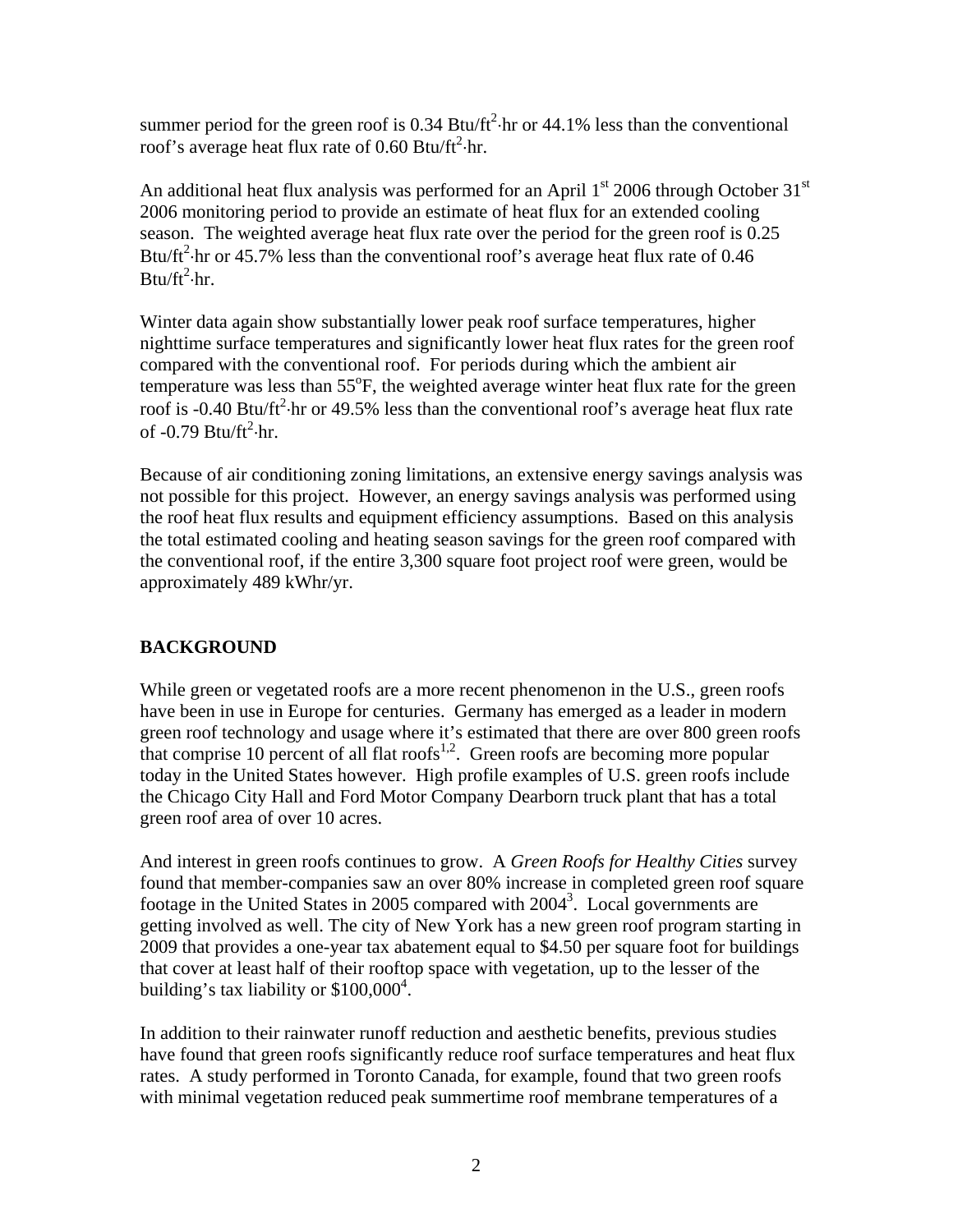summer period for the green roof is 0.34 $Btu/ft^2 \cdot hr$ or 44.1% less than the conventional roof's average heat flux rate of 0.60 $Btu/ft^2 \cdot hr$.

An additional heat flux analysis was performed for an April 1$^{st}$ 2006 through October 31$^{st}$ 2006 monitoring period to provide an estimate of heat flux for an extended cooling season. The weighted average heat flux rate over the period for the green roof is 0.25 $Btu/ft^2 \cdot hr$ or 45.7% less than the conventional roof's average heat flux rate of 0.46 $Btu/ft^2 \cdot hr$.

Winter data again show substantially lower peak roof surface temperatures, higher nighttime surface temperatures and significantly lower heat flux rates for the green roof compared with the conventional roof. For periods during which the ambient air temperature was less than 55$^{o}$F, the weighted average winter heat flux rate for the green roof is -0.40 $Btu/ft^2 \cdot hr$ or 49.5% less than the conventional roof's average heat flux rate of -0.79 $Btu/ft^2 \cdot hr$.

Because of air conditioning zoning limitations, an extensive energy savings analysis was not possible for this project. However, an energy savings analysis was performed using the roof heat flux results and equipment efficiency assumptions. Based on this analysis the total estimated cooling and heating season savings for the green roof compared with the conventional roof, if the entire 3,300 square foot project roof were green, would be approximately 489 kWhr/yr.

## BACKGROUND

While green or vegetated roofs are a more recent phenomenon in the U.S., green roofs have been in use in Europe for centuries. Germany has emerged as a leader in modern green roof technology and usage where it's estimated that there are over 800 green roofs that comprise 10 percent of all flat roofs[1,2]. Green roofs are becoming more popular today in the United States however. High profile examples of U.S. green roofs include the Chicago City Hall and Ford Motor Company Dearborn truck plant that has a total green roof area of over 10 acres.

And interest in green roofs continues to grow. A *Green Roofs for Healthy Cities* survey found that member-companies saw an over 80% increase in completed green roof square footage in the United States in 2005 compared with 2004[3]. Local governments are getting involved as well. The city of New York has a new green roof program starting in 2009 that provides a one-year tax abatement equal to \$4.50 per square foot for buildings that cover at least half of their rooftop space with vegetation, up to the lesser of the building's tax liability or \$100,000[4].

In addition to their rainwater runoff reduction and aesthetic benefits, previous studies have found that green roofs significantly reduce roof surface temperatures and heat flux rates. A study performed in Toronto Canada, for example, found that two green roofs with minimal vegetation reduced peak summertime roof membrane temperatures of a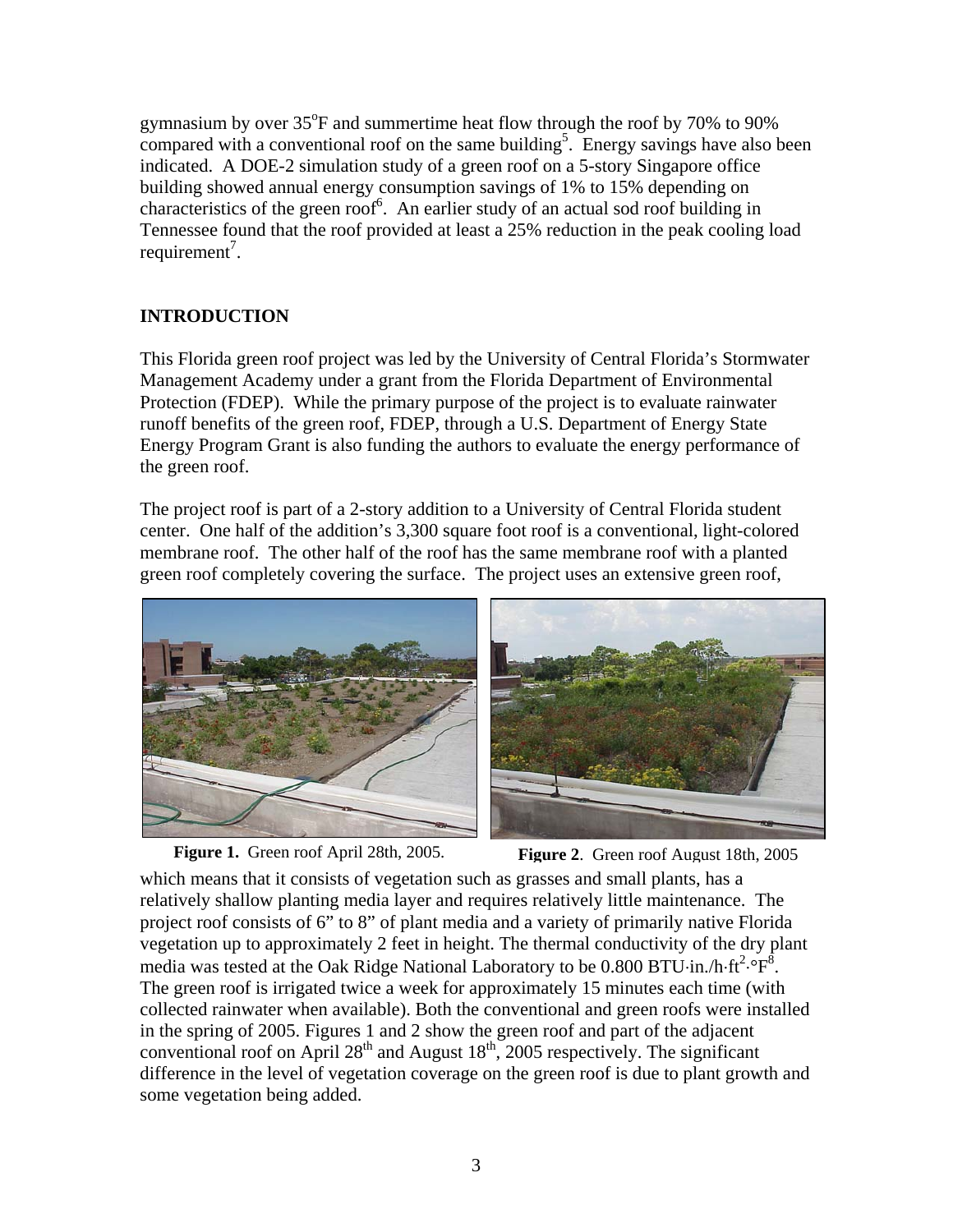gymnasium by over 35°F and summertime heat flow through the roof by 70% to 90% compared with a conventional roof on the same building[5]. Energy savings have also been indicated. A DOE-2 simulation study of a green roof on a 5-story Singapore office building showed annual energy consumption savings of 1% to 15% depending on characteristics of the green roof[6]. An earlier study of an actual sod roof building in Tennessee found that the roof provided at least a 25% reduction in the peak cooling load requirement[7].

## INTRODUCTION

This Florida green roof project was led by the University of Central Florida's Stormwater Management Academy under a grant from the Florida Department of Environmental Protection (FDEP). While the primary purpose of the project is to evaluate rainwater runoff benefits of the green roof, FDEP, through a U.S. Department of Energy State Energy Program Grant is also funding the authors to evaluate the energy performance of the green roof.

The project roof is part of a 2-story addition to a University of Central Florida student center. One half of the addition's 3,300 square foot roof is a conventional, light-colored membrane roof. The other half of the roof has the same membrane roof with a planted green roof completely covering the surface. The project uses an extensive green roof, which means that it consists of vegetation such as grasses and small plants, has a relatively shallow planting media layer and requires relatively little maintenance. The project roof consists of 6" to 8" of plant media and a variety of primarily native Florida vegetation up to approximately 2 feet in height. The thermal conductivity of the dry plant media was tested at the Oak Ridge National Laboratory to be 0.800 BTU·in./h·ft$^2$·°F[8]. The green roof is irrigated twice a week for approximately 15 minutes each time (with collected rainwater when available). Both the conventional and green roofs were installed in the spring of 2005. Figures 1 and 2 show the green roof and part of the adjacent conventional roof on April 28$^{th}$ and August 18$^{th}$, 2005 respectively. The significant difference in the level of vegetation coverage on the green roof is due to plant growth and some vegetation being added.

**Figure 1.** Green roof April 28th, 2005.

**Figure 2**. Green roof August 18th, 2005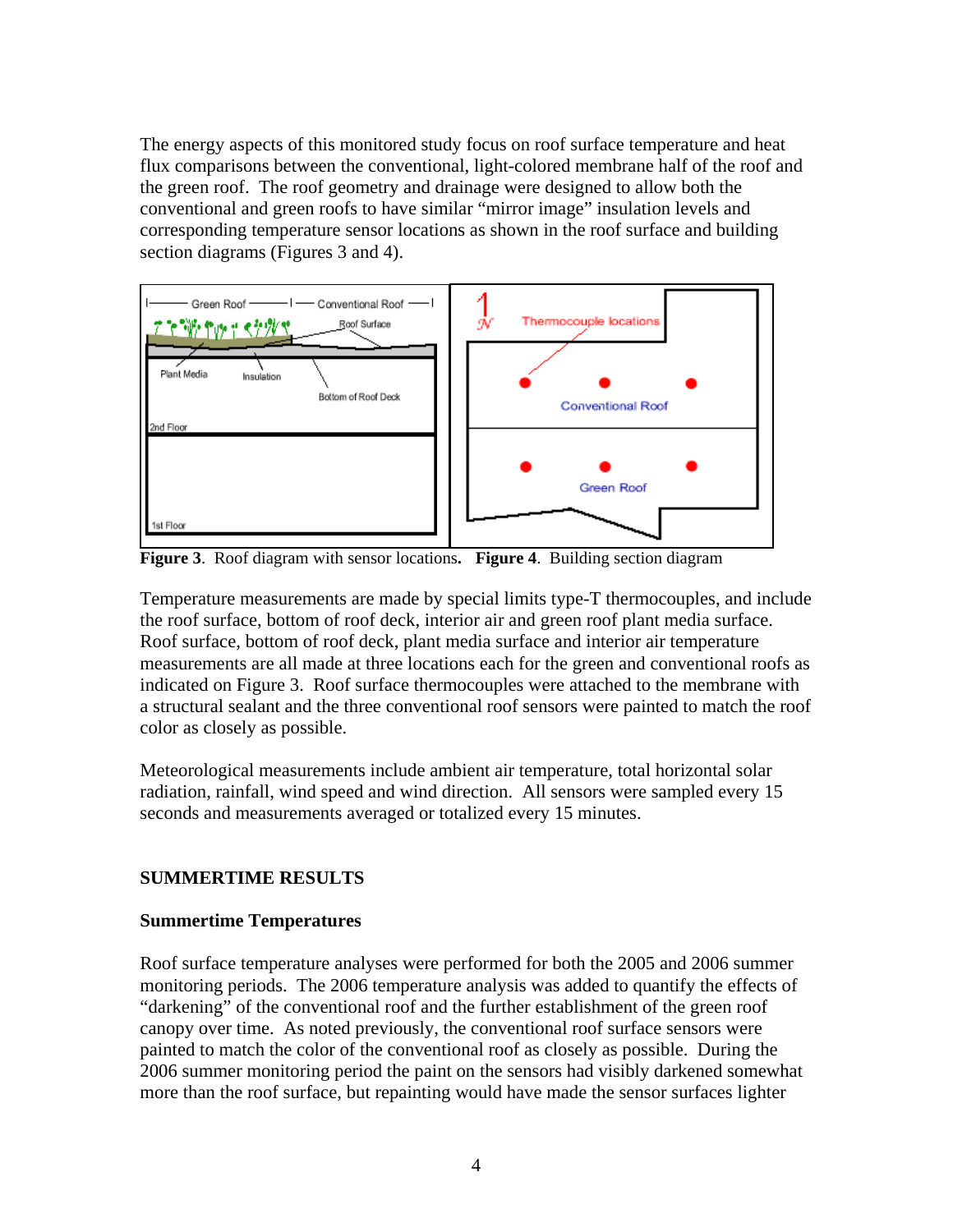The energy aspects of this monitored study focus on roof surface temperature and heat flux comparisons between the conventional, light-colored membrane half of the roof and the green roof. The roof geometry and drainage were designed to allow both the conventional and green roofs to have similar "mirror image" insulation levels and corresponding temperature sensor locations as shown in the roof surface and building section diagrams (Figures 3 and 4).

**Figure 3**. Roof diagram with sensor locations. **Figure 4**. Building section diagram

Temperature measurements are made by special limits type-T thermocouples, and include the roof surface, bottom of roof deck, interior air and green roof plant media surface. Roof surface, bottom of roof deck, plant media surface and interior air temperature measurements are all made at three locations each for the green and conventional roofs as indicated on Figure 3. Roof surface thermocouples were attached to the membrane with a structural sealant and the three conventional roof sensors were painted to match the roof color as closely as possible.

Meteorological measurements include ambient air temperature, total horizontal solar radiation, rainfall, wind speed and wind direction. All sensors were sampled every 15 seconds and measurements averaged or totalized every 15 minutes.

## SUMMERTIME RESULTS

### Summertime Temperatures

Roof surface temperature analyses were performed for both the 2005 and 2006 summer monitoring periods. The 2006 temperature analysis was added to quantify the effects of "darkening" of the conventional roof and the further establishment of the green roof canopy over time. As noted previously, the conventional roof surface sensors were painted to match the color of the conventional roof as closely as possible. During the 2006 summer monitoring period the paint on the sensors had visibly darkened somewhat more than the roof surface, but repainting would have made the sensor surfaces lighter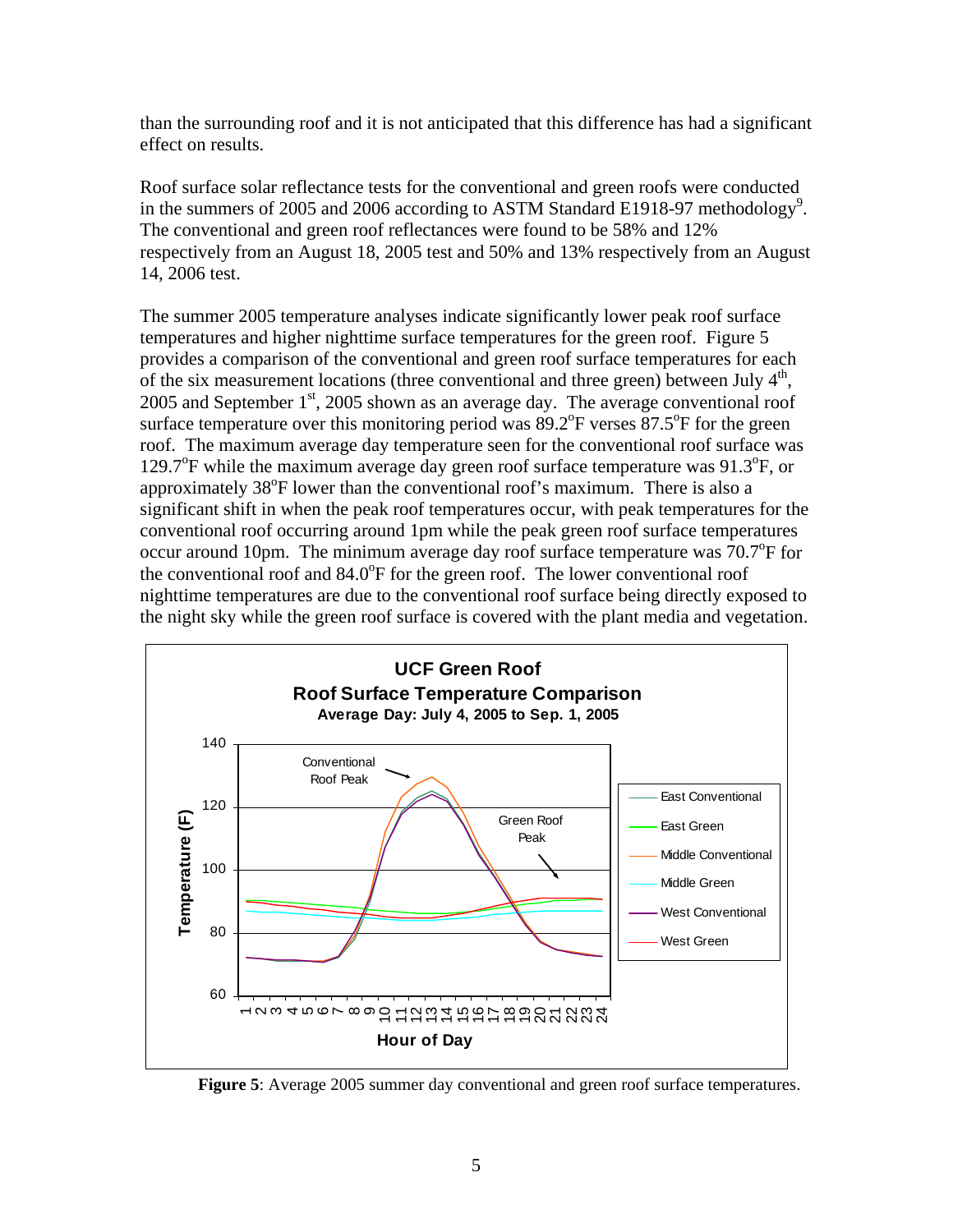than the surrounding roof and it is not anticipated that this difference has had a significant effect on results.

Roof surface solar reflectance tests for the conventional and green roofs were conducted in the summers of 2005 and 2006 according to ASTM Standard E1918-97 methodology[9]. The conventional and green roof reflectances were found to be 58% and 12% respectively from an August 18, 2005 test and 50% and 13% respectively from an August 14, 2006 test.

The summer 2005 temperature analyses indicate significantly lower peak roof surface temperatures and higher nighttime surface temperatures for the green roof. Figure 5 provides a comparison of the conventional and green roof surface temperatures for each of the six measurement locations (three conventional and three green) between July 4th, 2005 and September 1st, 2005 shown as an average day. The average conventional roof surface temperature over this monitoring period was 89.2°F verses 87.5°F for the green roof. The maximum average day temperature seen for the conventional roof surface was 129.7°F while the maximum average day green roof surface temperature was 91.3°F, or approximately 38°F lower than the conventional roof's maximum. There is also a significant shift in when the peak roof temperatures occur, with peak temperatures for the conventional roof occurring around 1pm while the peak green roof surface temperatures occur around 10pm. The minimum average day roof surface temperature was 70.7°F for the conventional roof and 84.0°F for the green roof. The lower conventional roof nighttime temperatures are due to the conventional roof surface being directly exposed to the night sky while the green roof surface is covered with the plant media and vegetation.

**Figure 5**: Average 2005 summer day conventional and green roof surface temperatures.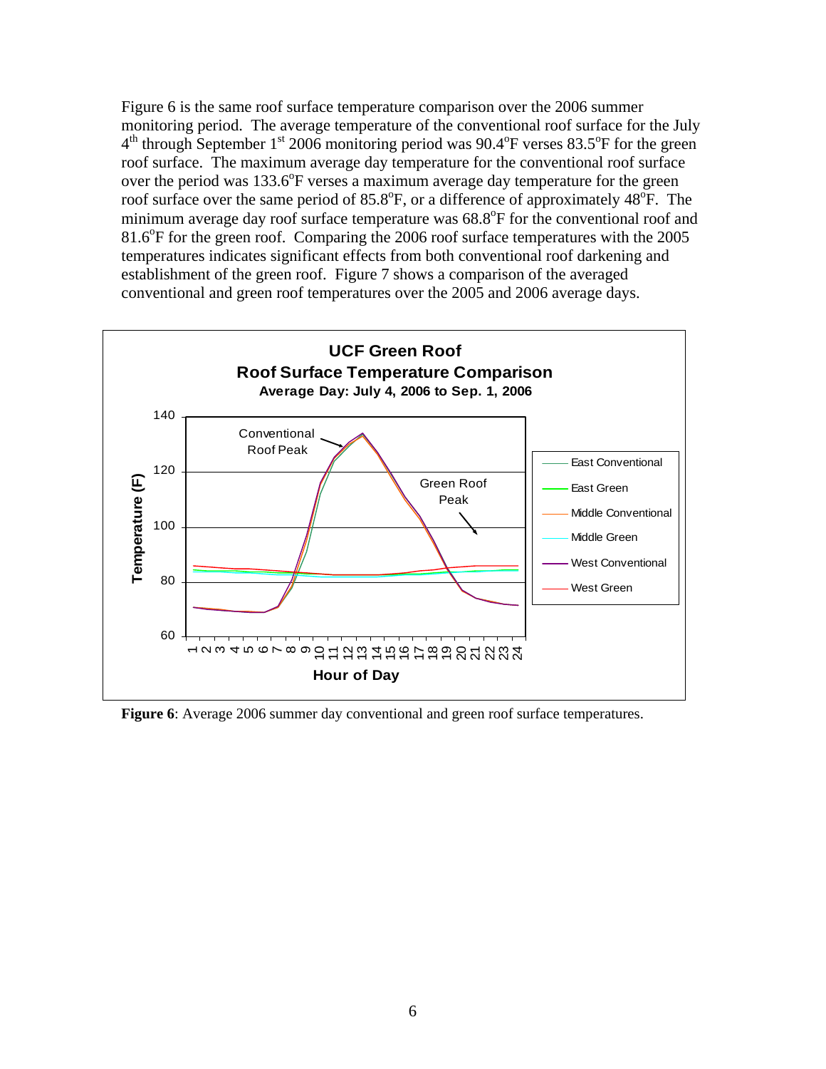Figure 6 is the same roof surface temperature comparison over the 2006 summer monitoring period. The average temperature of the conventional roof surface for the July 4[th] through September 1[st] 2006 monitoring period was 90.4°F verses 83.5°F for the green roof surface. The maximum average day temperature for the conventional roof surface over the period was 133.6°F verses a maximum average day temperature for the green roof surface over the same period of 85.8°F, or a difference of approximately 48°F. The minimum average day roof surface temperature was 68.8°F for the conventional roof and 81.6°F for the green roof. Comparing the 2006 roof surface temperatures with the 2005 temperatures indicates significant effects from both conventional roof darkening and establishment of the green roof. Figure 7 shows a comparison of the averaged conventional and green roof temperatures over the 2005 and 2006 average days.

**UCF Green Roof**
**Roof Surface Temperature Comparison**
**Average Day: July 4, 2006 to Sep. 1, 2006**

**Figure 6**: Average 2006 summer day conventional and green roof surface temperatures.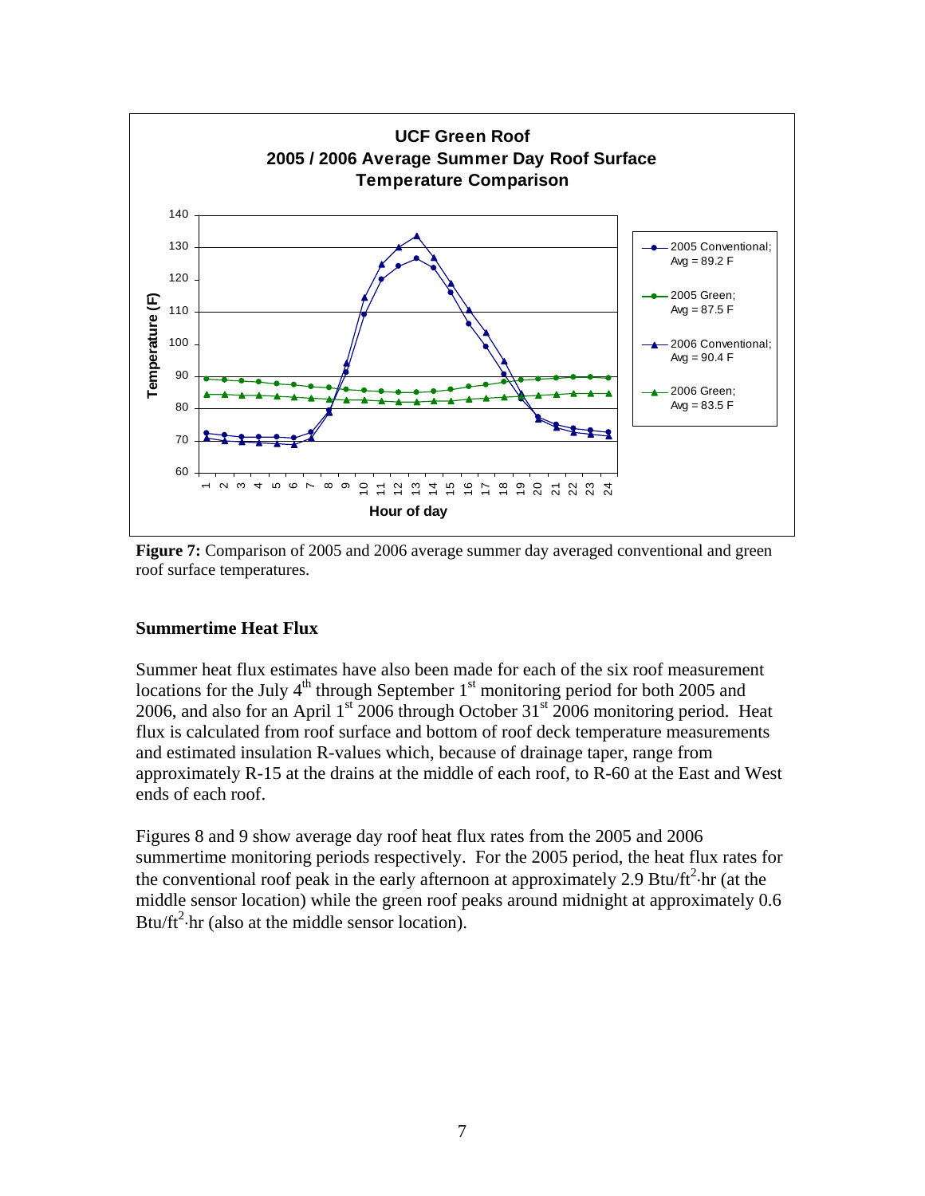**Figure 7:** Comparison of 2005 and 2006 average summer day averaged conventional and green roof surface temperatures.

### Summertime Heat Flux

Summer heat flux estimates have also been made for each of the six roof measurement locations for the July 4th through September 1st monitoring period for both 2005 and 2006, and also for an April 1st 2006 through October 31st 2006 monitoring period. Heat flux is calculated from roof surface and bottom of roof deck temperature measurements and estimated insulation R-values which, because of drainage taper, range from approximately R-15 at the drains at the middle of each roof, to R-60 at the East and West ends of each roof.

Figures 8 and 9 show average day roof heat flux rates from the 2005 and 2006 summertime monitoring periods respectively. For the 2005 period, the heat flux rates for the conventional roof peak in the early afternoon at approximately 2.9 Btu/ft$^2$·hr (at the middle sensor location) while the green roof peaks around midnight at approximately 0.6 Btu/ft$^2$·hr (also at the middle sensor location).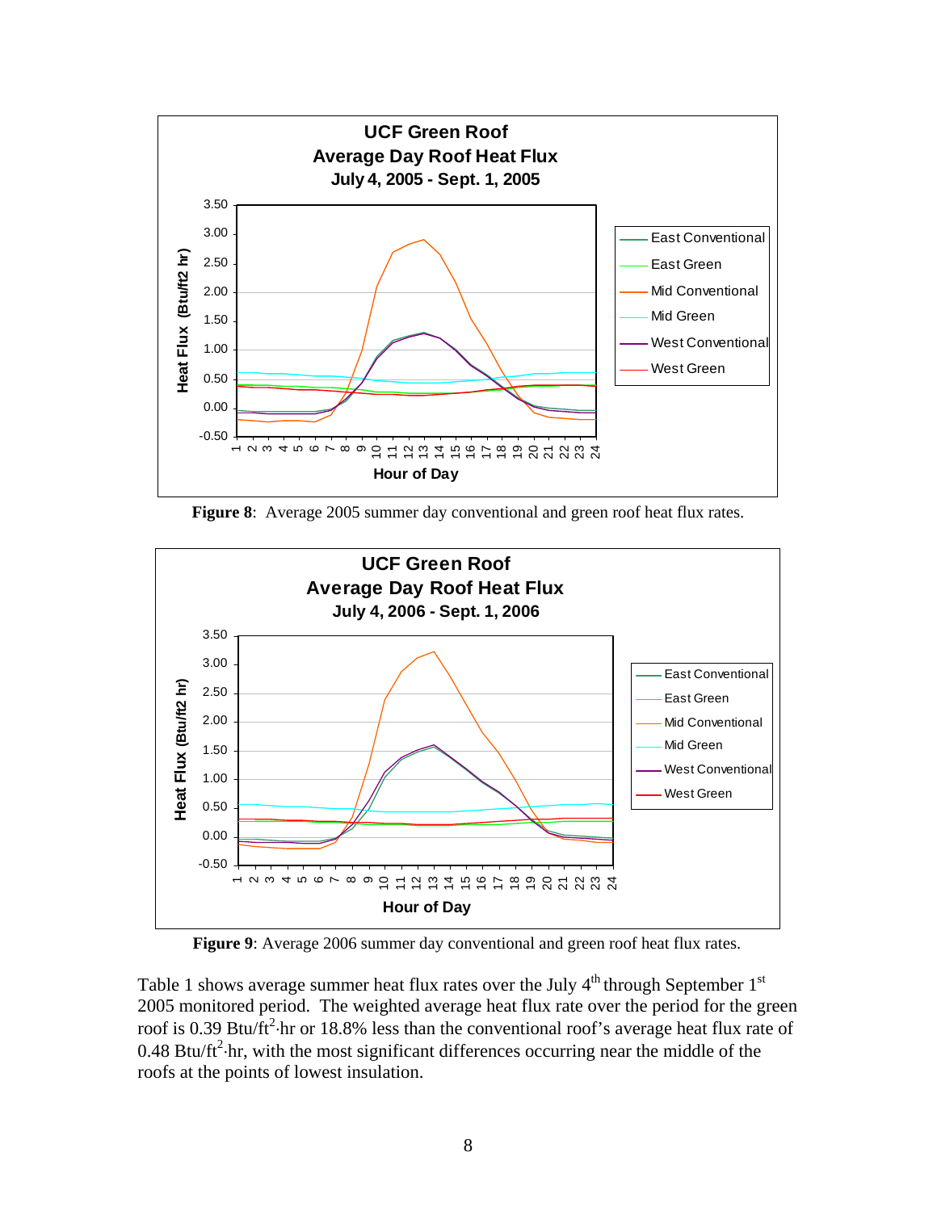**Figure 8**: Average 2005 summer day conventional and green roof heat flux rates.

**Figure 9**: Average 2006 summer day conventional and green roof heat flux rates.

Table 1 shows average summer heat flux rates over the July 4$^{th}$ through September 1$^{st}$ 2005 monitored period. The weighted average heat flux rate over the period for the green roof is 0.39 Btu/ft$^2$·hr or 18.8% less than the conventional roof's average heat flux rate of 0.48 Btu/ft$^2$·hr, with the most significant differences occurring near the middle of the roofs at the points of lowest insulation.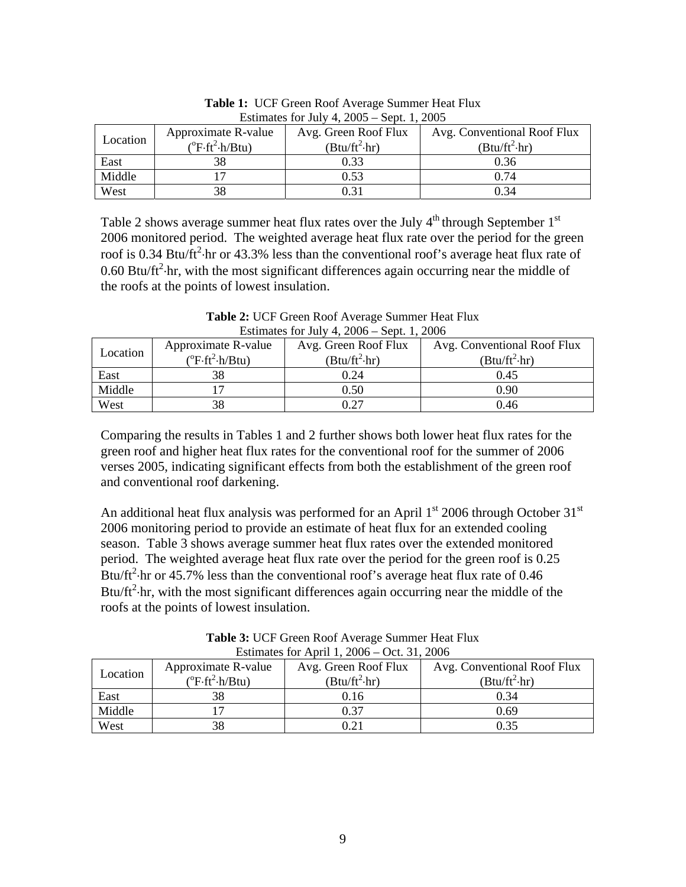**Table 1:** UCF Green Roof Average Summer Heat Flux Estimates for July 4, 2005 – Sept. 1, 2005

| Location | Approximate R-value ($^o$F·ft$^2$·h/Btu) | Avg. Green Roof Flux (Btu/ft$^2$·hr) | Avg. Conventional Roof Flux (Btu/ft$^2$·hr) |
|---|---|---|---|
| East | 38 | 0.33 | 0.36 |
| Middle | 17 | 0.53 | 0.74 |
| West | 38 | 0.31 | 0.34 |

Table 2 shows average summer heat flux rates over the July 4th through September 1st 2006 monitored period. The weighted average heat flux rate over the period for the green roof is 0.34 Btu/ft$^2$·hr or 43.3% less than the conventional roof's average heat flux rate of 0.60 Btu/ft$^2$·hr, with the most significant differences again occurring near the middle of the roofs at the points of lowest insulation.

**Table 2:** UCF Green Roof Average Summer Heat Flux Estimates for July 4, 2006 – Sept. 1, 2006

| Location | Approximate R-value ($^o$F·ft$^2$·h/Btu) | Avg. Green Roof Flux (Btu/ft$^2$·hr) | Avg. Conventional Roof Flux (Btu/ft$^2$·hr) |
|---|---|---|---|
| East | 38 | 0.24 | 0.45 |
| Middle | 17 | 0.50 | 0.90 |
| West | 38 | 0.27 | 0.46 |

Comparing the results in Tables 1 and 2 further shows both lower heat flux rates for the green roof and higher heat flux rates for the conventional roof for the summer of 2006 verses 2005, indicating significant effects from both the establishment of the green roof and conventional roof darkening.

An additional heat flux analysis was performed for an April 1st 2006 through October 31st 2006 monitoring period to provide an estimate of heat flux for an extended cooling season. Table 3 shows average summer heat flux rates over the extended monitored period. The weighted average heat flux rate over the period for the green roof is 0.25 Btu/ft$^2$·hr or 45.7% less than the conventional roof's average heat flux rate of 0.46 Btu/ft$^2$·hr, with the most significant differences again occurring near the middle of the roofs at the points of lowest insulation.

**Table 3:** UCF Green Roof Average Summer Heat Flux Estimates for April 1, 2006 – Oct. 31, 2006

| Location | Approximate R-value ($^o$F·ft$^2$·h/Btu) | Avg. Green Roof Flux (Btu/ft$^2$·hr) | Avg. Conventional Roof Flux (Btu/ft$^2$·hr) |
|---|---|---|---|
| East | 38 | 0.16 | 0.34 |
| Middle | 17 | 0.37 | 0.69 |
| West | 38 | 0.21 | 0.35 |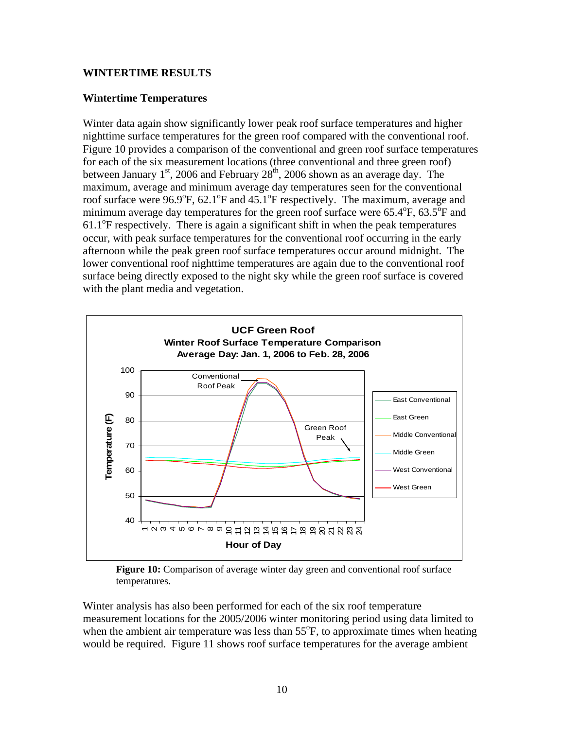## WINTERTIME RESULTS

### Wintertime Temperatures

Winter data again show significantly lower peak roof surface temperatures and higher nighttime surface temperatures for the green roof compared with the conventional roof. Figure 10 provides a comparison of the conventional and green roof surface temperatures for each of the six measurement locations (three conventional and three green roof) between January 1st, 2006 and February 28th, 2006 shown as an average day. The maximum, average and minimum average day temperatures seen for the conventional roof surface were 96.9°F, 62.1°F and 45.1°F respectively. The maximum, average and minimum average day temperatures for the green roof surface were 65.4°F, 63.5°F and 61.1°F respectively. There is again a significant shift in when the peak temperatures occur, with peak surface temperatures for the conventional roof occurring in the early afternoon while the peak green roof surface temperatures occur around midnight. The lower conventional roof nighttime temperatures are again due to the conventional roof surface being directly exposed to the night sky while the green roof surface is covered with the plant media and vegetation.

**Figure 10:** Comparison of average winter day green and conventional roof surface temperatures.

Winter analysis has also been performed for each of the six roof temperature measurement locations for the 2005/2006 winter monitoring period using data limited to when the ambient air temperature was less than 55°F, to approximate times when heating would be required. Figure 11 shows roof surface temperatures for the average ambient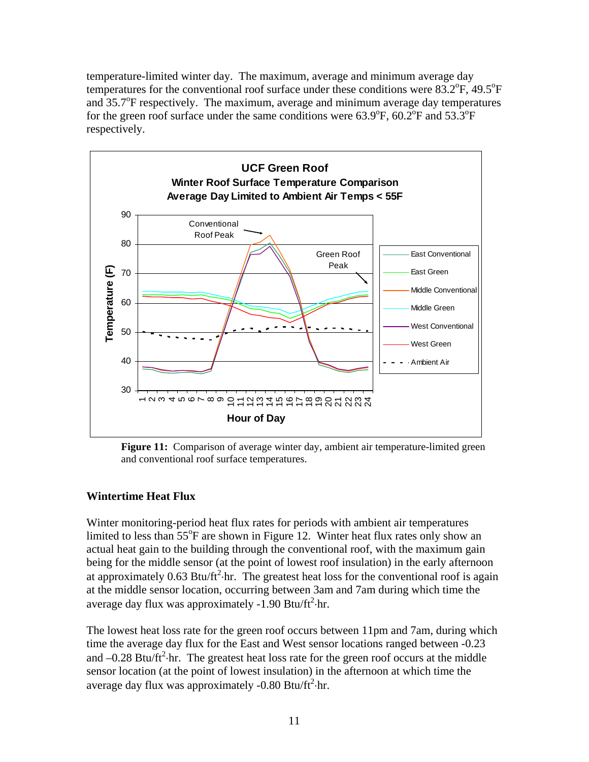temperature-limited winter day. The maximum, average and minimum average day temperatures for the conventional roof surface under these conditions were 83.2°F, 49.5°F and 35.7°F respectively. The maximum, average and minimum average day temperatures for the green roof surface under the same conditions were 63.9°F, 60.2°F and 53.3°F respectively.

**Figure 11:** Comparison of average winter day, ambient air temperature-limited green and conventional roof surface temperatures.

### Wintertime Heat Flux

Winter monitoring-period heat flux rates for periods with ambient air temperatures limited to less than 55°F are shown in Figure 12. Winter heat flux rates only show an actual heat gain to the building through the conventional roof, with the maximum gain being for the middle sensor (at the point of lowest roof insulation) in the early afternoon at approximately 0.63 Btu/ft$^2$·hr. The greatest heat loss for the conventional roof is again at the middle sensor location, occurring between 3am and 7am during which time the average day flux was approximately -1.90 Btu/ft$^2$·hr.

The lowest heat loss rate for the green roof occurs between 11pm and 7am, during which time the average day flux for the East and West sensor locations ranged between -0.23 and –0.28 Btu/ft$^2$·hr. The greatest heat loss rate for the green roof occurs at the middle sensor location (at the point of lowest insulation) in the afternoon at which time the average day flux was approximately -0.80 Btu/ft$^2$·hr.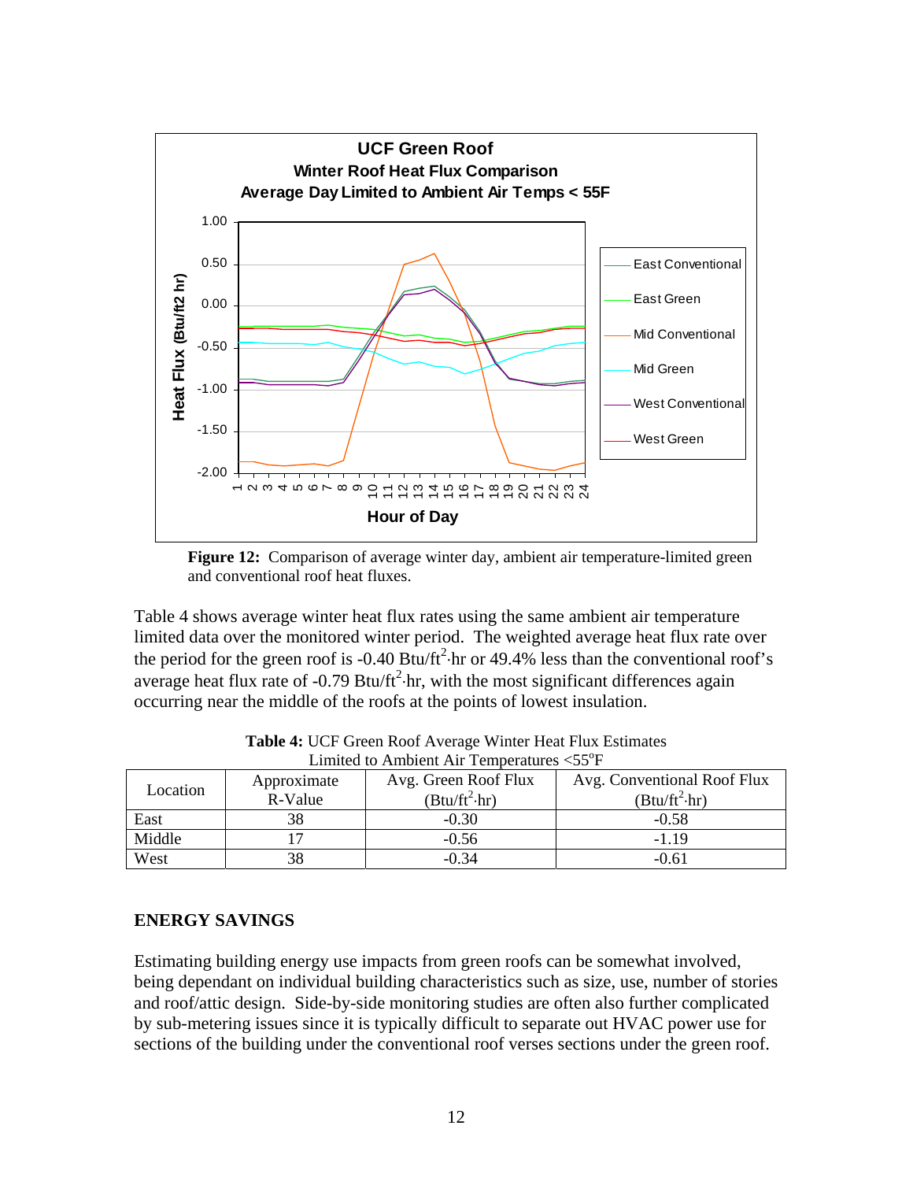**Figure 12:** Comparison of average winter day, ambient air temperature-limited green and conventional roof heat fluxes.

Table 4 shows average winter heat flux rates using the same ambient air temperature limited data over the monitored winter period. The weighted average heat flux rate over the period for the green roof is -0.40 Btu/ft$^2$·hr or 49.4% less than the conventional roof's average heat flux rate of -0.79 Btu/ft$^2$·hr, with the most significant differences again occurring near the middle of the roofs at the points of lowest insulation.

**Table 4:** UCF Green Roof Average Winter Heat Flux Estimates Limited to Ambient Air Temperatures <55$^o$F

| Location | Approximate R-Value | Avg. Green Roof Flux (Btu/ft$^2$·hr) | Avg. Conventional Roof Flux (Btu/ft$^2$·hr) |
|---|---|---|---|
| East | 38 | -0.30 | -0.58 |
| Middle | 17 | -0.56 | -1.19 |
| West | 38 | -0.34 | -0.61 |

## ENERGY SAVINGS

Estimating building energy use impacts from green roofs can be somewhat involved, being dependant on individual building characteristics such as size, use, number of stories and roof/attic design. Side-by-side monitoring studies are often also further complicated by sub-metering issues since it is typically difficult to separate out HVAC power use for sections of the building under the conventional roof verses sections under the green roof.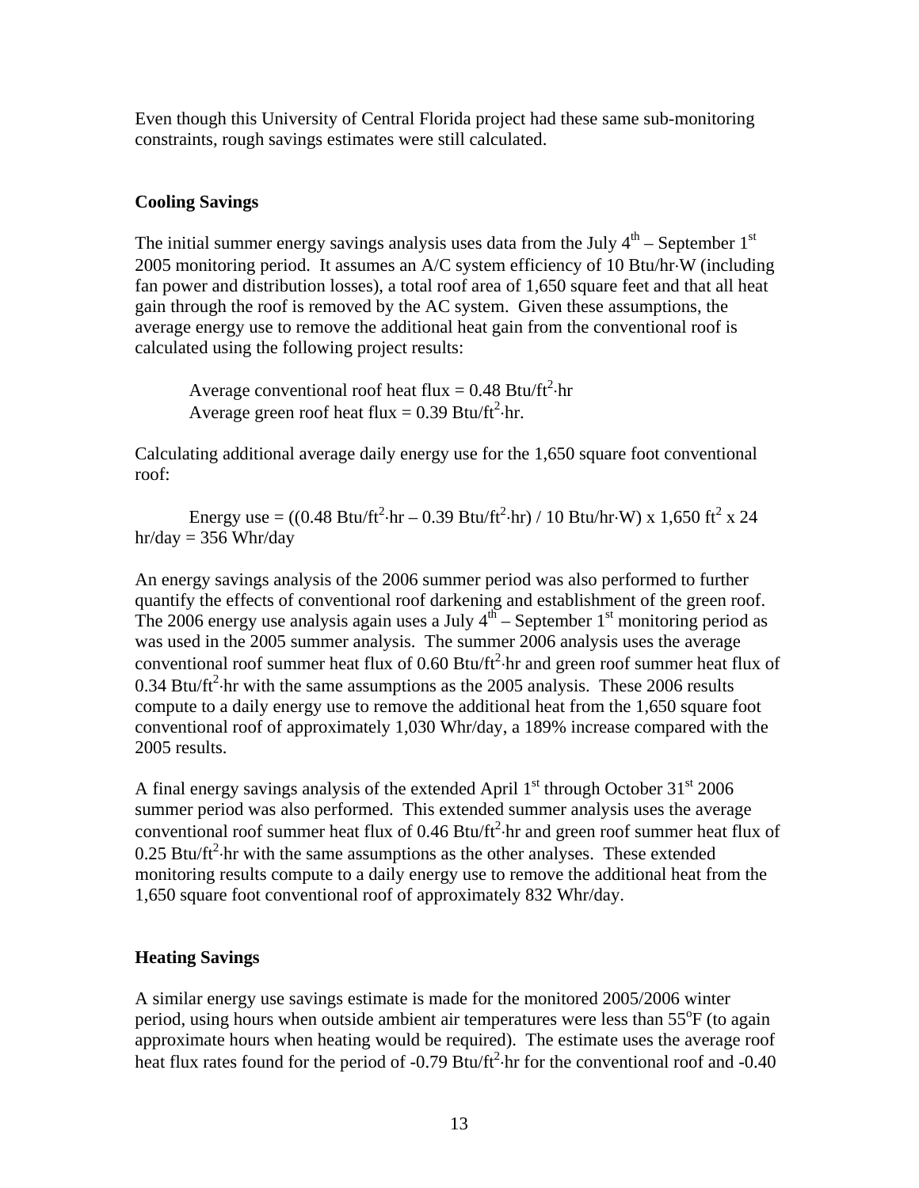Even though this University of Central Florida project had these same sub-monitoring constraints, rough savings estimates were still calculated.

### Cooling Savings

The initial summer energy savings analysis uses data from the July 4th – September 1st 2005 monitoring period. It assumes an A/C system efficiency of 10 Btu/hr·W (including fan power and distribution losses), a total roof area of 1,650 square feet and that all heat gain through the roof is removed by the AC system. Given these assumptions, the average energy use to remove the additional heat gain from the conventional roof is calculated using the following project results:

> Average conventional roof heat flux = 0.48 Btu/ft$^2$·hr
> Average green roof heat flux = 0.39 Btu/ft$^2$·hr.

Calculating additional average daily energy use for the 1,650 square foot conventional roof:

$$\text{Energy use} = ((0.48\ \text{Btu/ft}^2\cdot\text{hr} - 0.39\ \text{Btu/ft}^2\cdot\text{hr}) / 10\ \text{Btu/hr}\cdot\text{W}) \times 1{,}650\ \text{ft}^2 \times 24\ \text{hr/day} = 356\ \text{Whr/day}$$

An energy savings analysis of the 2006 summer period was also performed to further quantify the effects of conventional roof darkening and establishment of the green roof. The 2006 energy use analysis again uses a July 4th – September 1st monitoring period as was used in the 2005 summer analysis. The summer 2006 analysis uses the average conventional roof summer heat flux of 0.60 Btu/ft$^2$·hr and green roof summer heat flux of 0.34 Btu/ft$^2$·hr with the same assumptions as the 2005 analysis. These 2006 results compute to a daily energy use to remove the additional heat from the 1,650 square foot conventional roof of approximately 1,030 Whr/day, a 189% increase compared with the 2005 results.

A final energy savings analysis of the extended April 1st through October 31st 2006 summer period was also performed. This extended summer analysis uses the average conventional roof summer heat flux of 0.46 Btu/ft$^2$·hr and green roof summer heat flux of 0.25 Btu/ft$^2$·hr with the same assumptions as the other analyses. These extended monitoring results compute to a daily energy use to remove the additional heat from the 1,650 square foot conventional roof of approximately 832 Whr/day.

### Heating Savings

A similar energy use savings estimate is made for the monitored 2005/2006 winter period, using hours when outside ambient air temperatures were less than 55$^o$F (to again approximate hours when heating would be required). The estimate uses the average roof heat flux rates found for the period of -0.79 Btu/ft$^2$·hr for the conventional roof and -0.40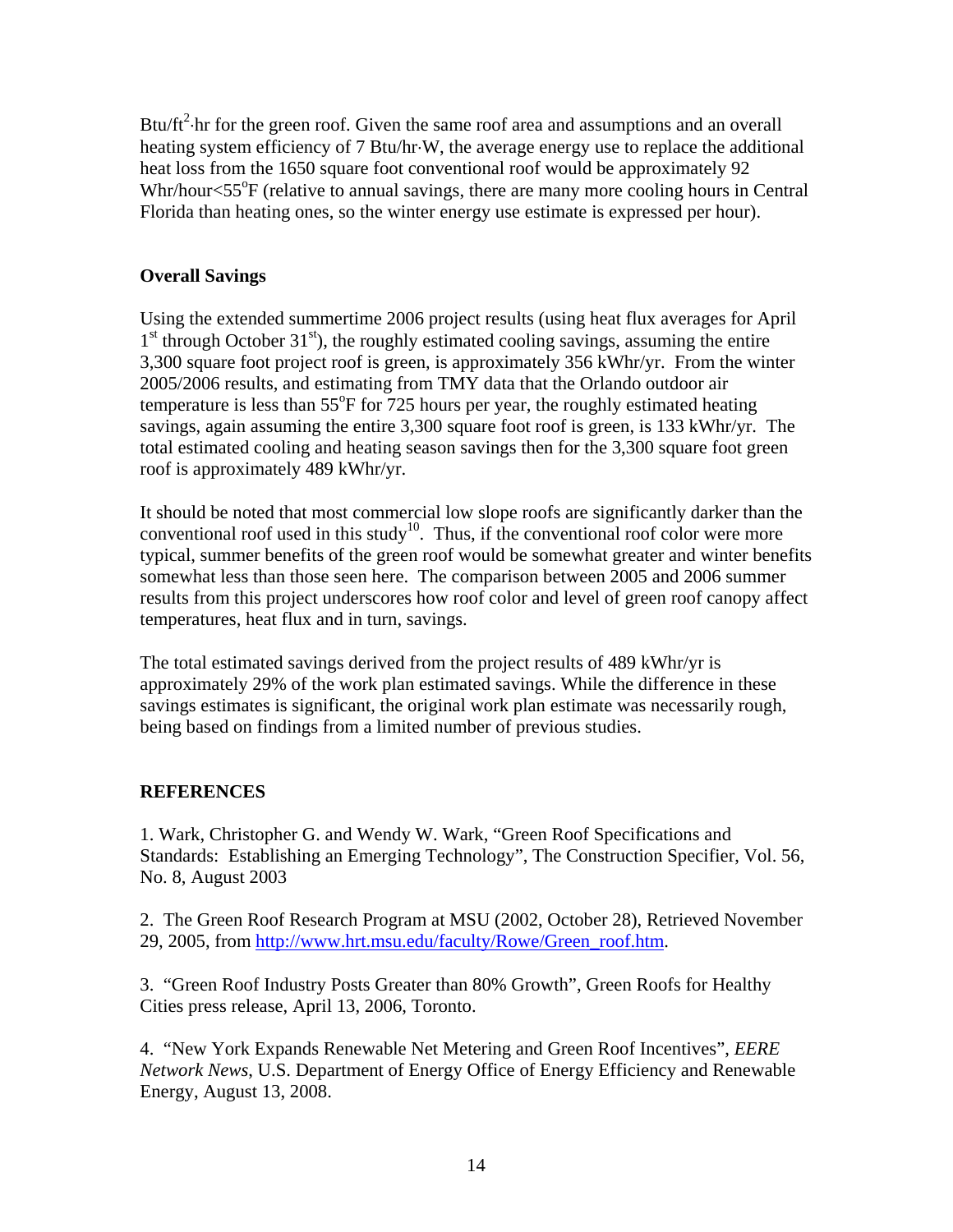Btu/ft$^2$·hr for the green roof. Given the same roof area and assumptions and an overall heating system efficiency of 7 Btu/hr·W, the average energy use to replace the additional heat loss from the 1650 square foot conventional roof would be approximately 92 Whr/hour<55$^o$F (relative to annual savings, there are many more cooling hours in Central Florida than heating ones, so the winter energy use estimate is expressed per hour).

**Overall Savings**

Using the extended summertime 2006 project results (using heat flux averages for April 1$^{st}$ through October 31$^{st}$), the roughly estimated cooling savings, assuming the entire 3,300 square foot project roof is green, is approximately 356 kWhr/yr. From the winter 2005/2006 results, and estimating from TMY data that the Orlando outdoor air temperature is less than 55$^o$F for 725 hours per year, the roughly estimated heating savings, again assuming the entire 3,300 square foot roof is green, is 133 kWhr/yr. The total estimated cooling and heating season savings then for the 3,300 square foot green roof is approximately 489 kWhr/yr.

It should be noted that most commercial low slope roofs are significantly darker than the conventional roof used in this study[10]. Thus, if the conventional roof color were more typical, summer benefits of the green roof would be somewhat greater and winter benefits somewhat less than those seen here. The comparison between 2005 and 2006 summer results from this project underscores how roof color and level of green roof canopy affect temperatures, heat flux and in turn, savings.

The total estimated savings derived from the project results of 489 kWhr/yr is approximately 29% of the work plan estimated savings. While the difference in these savings estimates is significant, the original work plan estimate was necessarily rough, being based on findings from a limited number of previous studies.

**REFERENCES**

1. Wark, Christopher G. and Wendy W. Wark, "Green Roof Specifications and Standards: Establishing an Emerging Technology", The Construction Specifier, Vol. 56, No. 8, August 2003

2. The Green Roof Research Program at MSU (2002, October 28), Retrieved November 29, 2005, from http://www.hrt.msu.edu/faculty/Rowe/Green_roof.htm.

3. "Green Roof Industry Posts Greater than 80% Growth", Green Roofs for Healthy Cities press release, April 13, 2006, Toronto.

4. "New York Expands Renewable Net Metering and Green Roof Incentives", *EERE Network News*, U.S. Department of Energy Office of Energy Efficiency and Renewable Energy, August 13, 2008.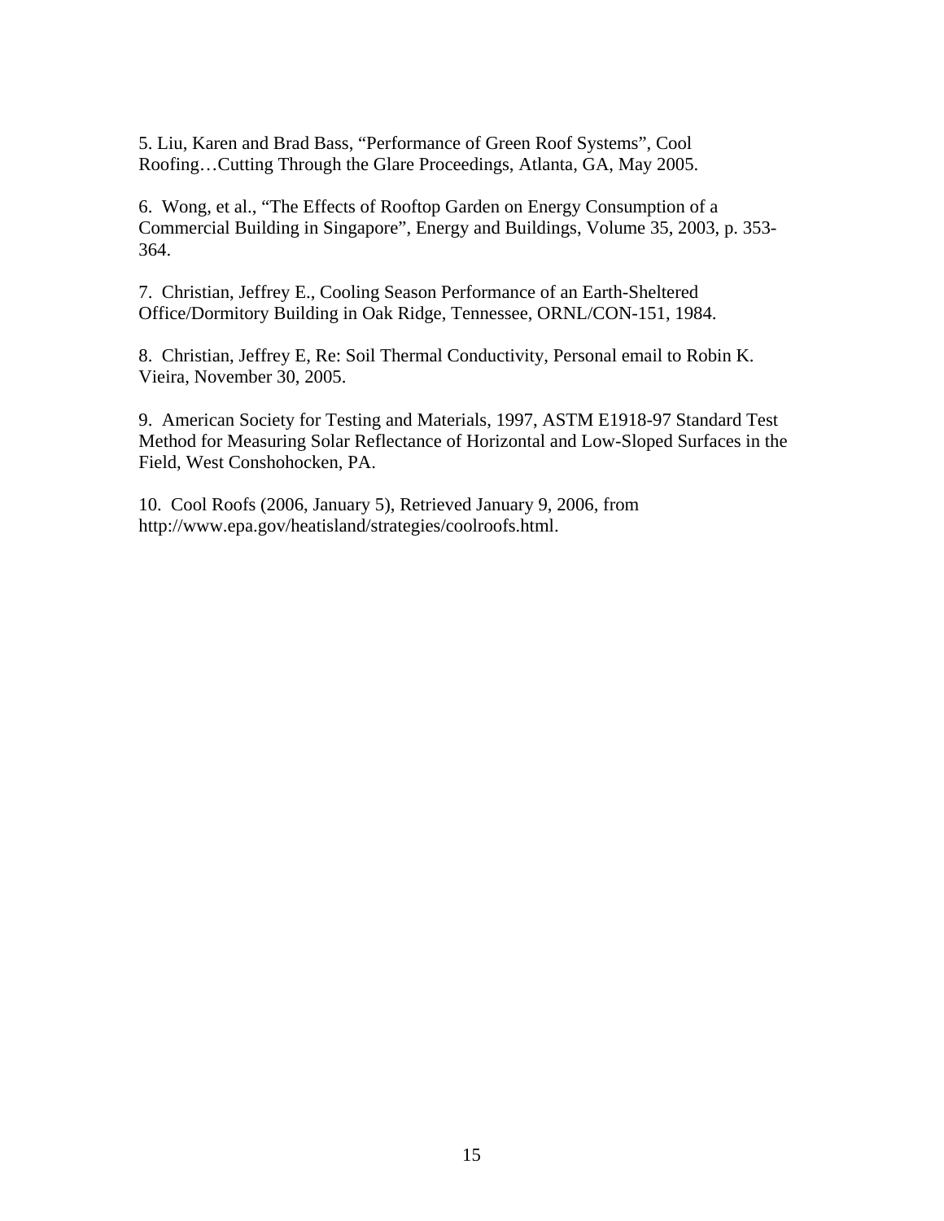5. Liu, Karen and Brad Bass, "Performance of Green Roof Systems", Cool Roofing…Cutting Through the Glare Proceedings, Atlanta, GA, May 2005.

6. Wong, et al., "The Effects of Rooftop Garden on Energy Consumption of a Commercial Building in Singapore", Energy and Buildings, Volume 35, 2003, p. 353-364.

7. Christian, Jeffrey E., Cooling Season Performance of an Earth-Sheltered Office/Dormitory Building in Oak Ridge, Tennessee, ORNL/CON-151, 1984.

8. Christian, Jeffrey E, Re: Soil Thermal Conductivity, Personal email to Robin K. Vieira, November 30, 2005.

9. American Society for Testing and Materials, 1997, ASTM E1918-97 Standard Test Method for Measuring Solar Reflectance of Horizontal and Low-Sloped Surfaces in the Field, West Conshohocken, PA.

10. Cool Roofs (2006, January 5), Retrieved January 9, 2006, from http://www.epa.gov/heatisland/strategies/coolroofs.html.